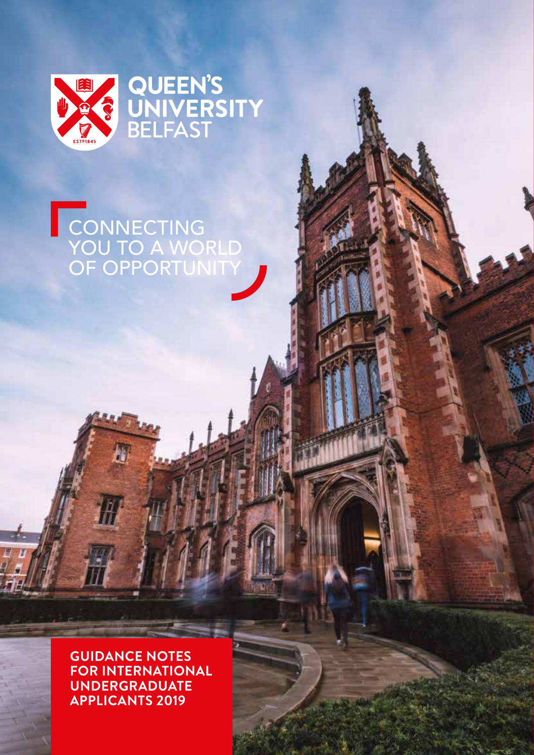QUEEN'S UNIVERSITY BELFAST

CONNECTING YOU TO A WORLD OF OPPORTUNITY

# GUIDANCE NOTES FOR INTERNATIONAL UNDERGRADUATE APPLICANTS 2019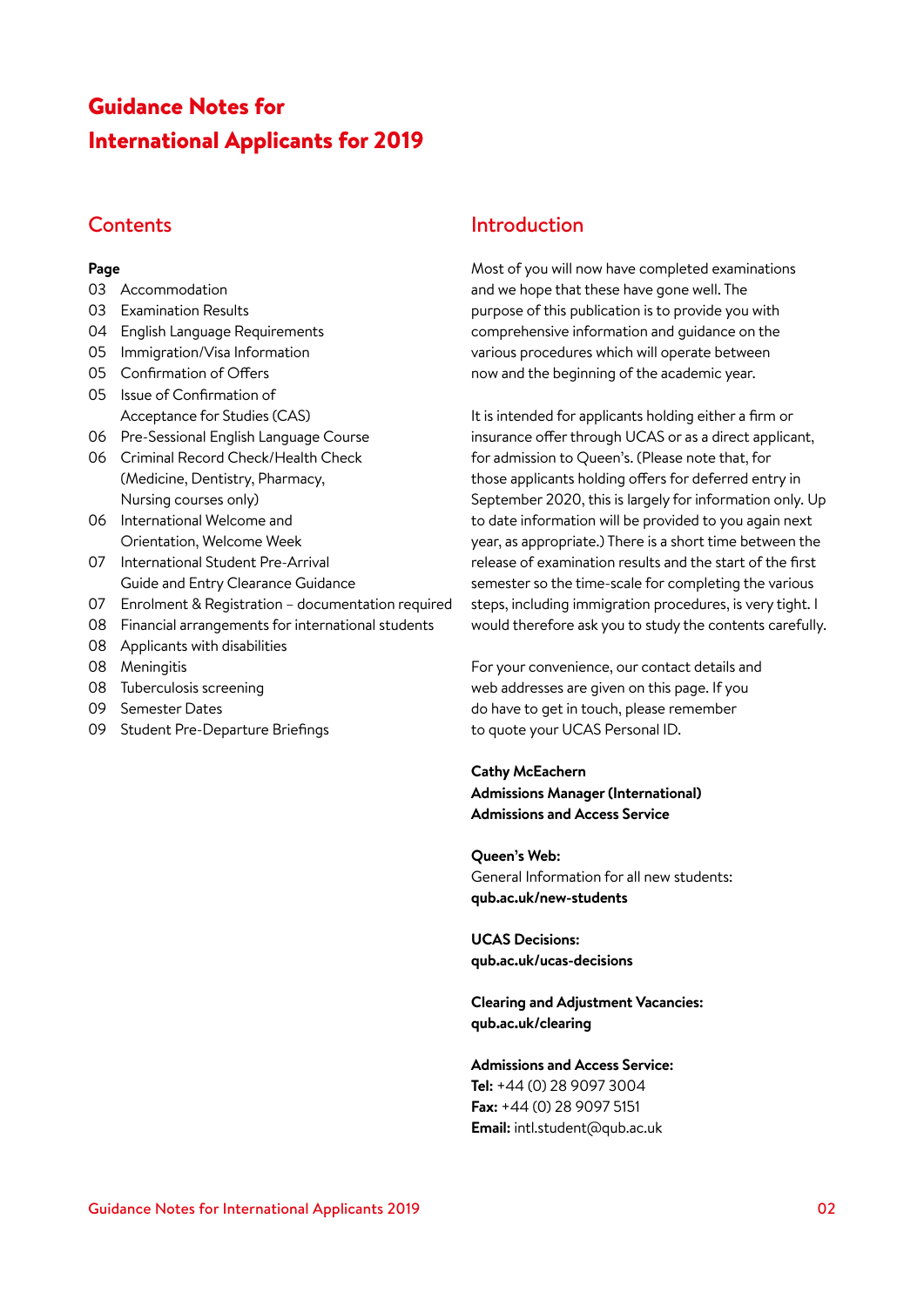# Guidance Notes for International Applicants for 2019

## Contents

**Page**

| Page | Section |
|---|---|
| 03 | Accommodation |
| 03 | Examination Results |
| 04 | English Language Requirements |
| 05 | Immigration/Visa Information |
| 05 | Confirmation of Offers |
| 05 | Issue of Confirmation of Acceptance for Studies (CAS) |
| 06 | Pre-Sessional English Language Course |
| 06 | Criminal Record Check/Health Check (Medicine, Dentistry, Pharmacy, Nursing courses only) |
| 06 | International Welcome and Orientation, Welcome Week |
| 07 | International Student Pre-Arrival Guide and Entry Clearance Guidance |
| 07 | Enrolment & Registration – documentation required |
| 08 | Financial arrangements for international students |
| 08 | Applicants with disabilities |
| 08 | Meningitis |
| 08 | Tuberculosis screening |
| 09 | Semester Dates |
| 09 | Student Pre-Departure Briefings |

## Introduction

Most of you will now have completed examinations and we hope that these have gone well. The purpose of this publication is to provide you with comprehensive information and guidance on the various procedures which will operate between now and the beginning of the academic year.

It is intended for applicants holding either a firm or insurance offer through UCAS or as a direct applicant, for admission to Queen's. (Please note that, for those applicants holding offers for deferred entry in September 2020, this is largely for information only. Up to date information will be provided to you again next year, as appropriate.) There is a short time between the release of examination results and the start of the first semester so the time-scale for completing the various steps, including immigration procedures, is very tight. I would therefore ask you to study the contents carefully.

For your convenience, our contact details and web addresses are given on this page. If you do have to get in touch, please remember to quote your UCAS Personal ID.

**Cathy McEachern**
**Admissions Manager (International)**
**Admissions and Access Service**

**Queen's Web:**
General Information for all new students:
**qub.ac.uk/new-students**

**UCAS Decisions:**
**qub.ac.uk/ucas-decisions**

**Clearing and Adjustment Vacancies:**
**qub.ac.uk/clearing**

**Admissions and Access Service:**
**Tel:** +44 (0) 28 9097 3004
**Fax:** +44 (0) 28 9097 5151
**Email:** intl.student@qub.ac.uk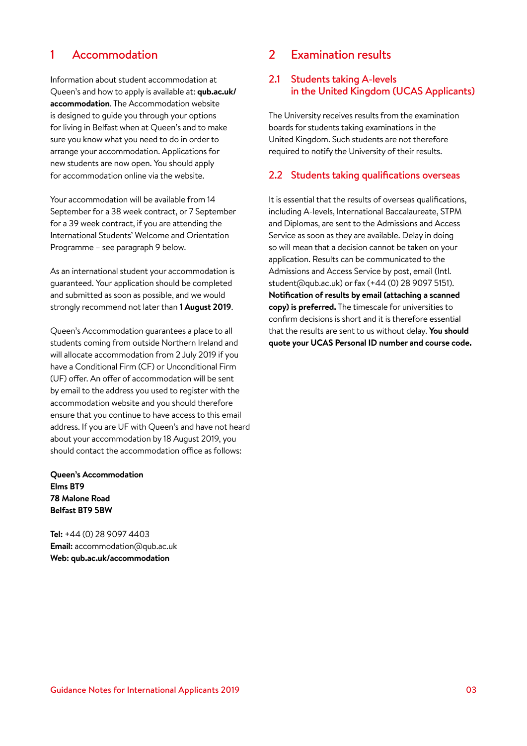## 1 Accommodation

Information about student accommodation at Queen's and how to apply is available at: **qub.ac.uk/accommodation**. The Accommodation website is designed to guide you through your options for living in Belfast when at Queen's and to make sure you know what you need to do in order to arrange your accommodation. Applications for new students are now open. You should apply for accommodation online via the website.

Your accommodation will be available from 14 September for a 38 week contract, or 7 September for a 39 week contract, if you are attending the International Students' Welcome and Orientation Programme – see paragraph 9 below.

As an international student your accommodation is guaranteed. Your application should be completed and submitted as soon as possible, and we would strongly recommend not later than **1 August 2019**.

Queen's Accommodation guarantees a place to all students coming from outside Northern Ireland and will allocate accommodation from 2 July 2019 if you have a Conditional Firm (CF) or Unconditional Firm (UF) offer. An offer of accommodation will be sent by email to the address you used to register with the accommodation website and you should therefore ensure that you continue to have access to this email address. If you are UF with Queen's and have not heard about your accommodation by 18 August 2019, you should contact the accommodation office as follows:

**Queen's Accommodation**
**Elms BT9**
**78 Malone Road**
**Belfast BT9 5BW**

**Tel:** +44 (0) 28 9097 4403
**Email:** accommodation@qub.ac.uk
**Web: qub.ac.uk/accommodation**

## 2 Examination results

### 2.1 Students taking A-levels in the United Kingdom (UCAS Applicants)

The University receives results from the examination boards for students taking examinations in the United Kingdom. Such students are not therefore required to notify the University of their results.

### 2.2 Students taking qualifications overseas

It is essential that the results of overseas qualifications, including A-levels, International Baccalaureate, STPM and Diplomas, are sent to the Admissions and Access Service as soon as they are available. Delay in doing so will mean that a decision cannot be taken on your application. Results can be communicated to the Admissions and Access Service by post, email (Intl.student@qub.ac.uk) or fax (+44 (0) 28 9097 5151). **Notification of results by email (attaching a scanned copy) is preferred.** The timescale for universities to confirm decisions is short and it is therefore essential that the results are sent to us without delay. **You should quote your UCAS Personal ID number and course code.**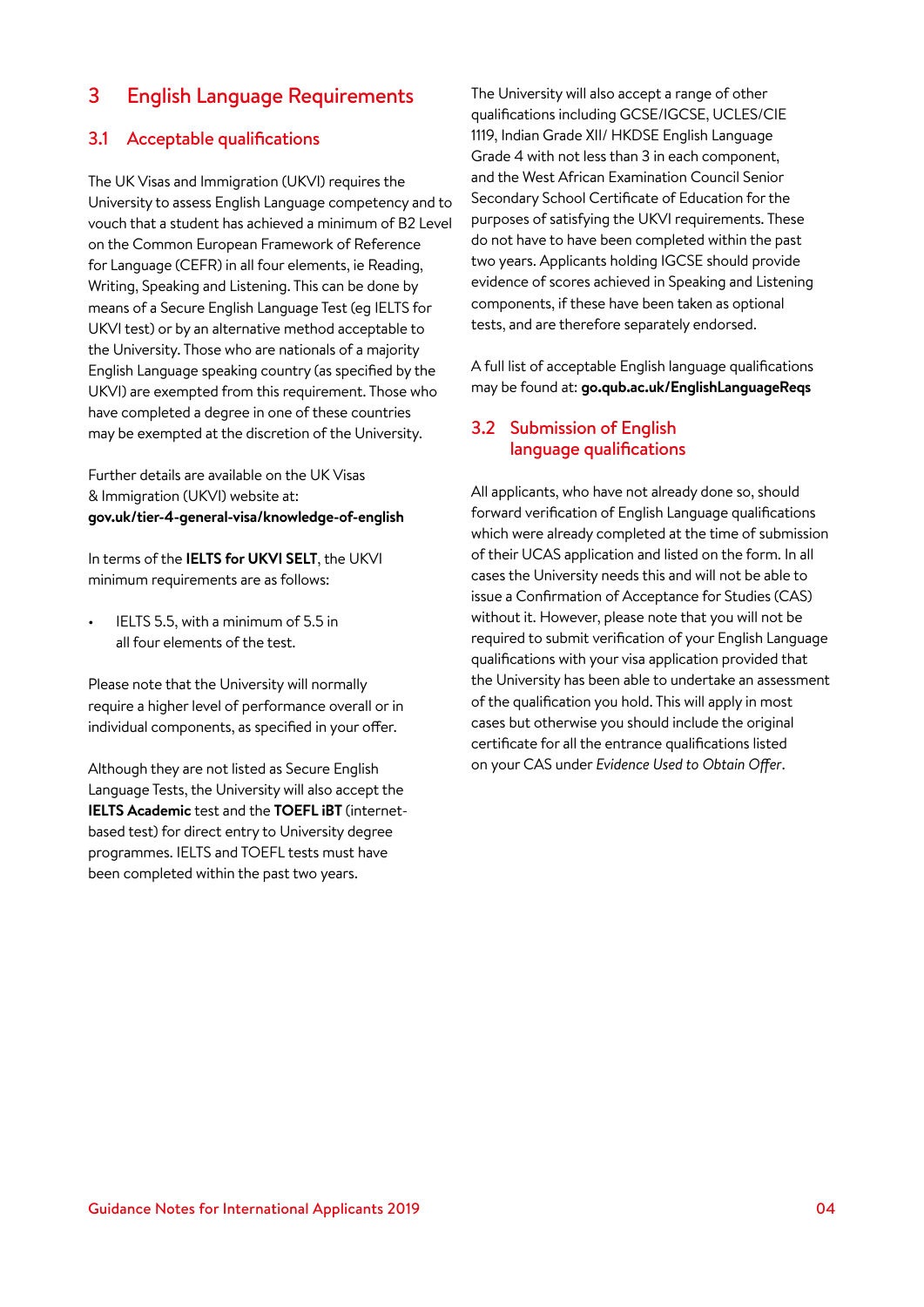# 3 English Language Requirements

## 3.1 Acceptable qualifications

The UK Visas and Immigration (UKVI) requires the University to assess English Language competency and to vouch that a student has achieved a minimum of B2 Level on the Common European Framework of Reference for Language (CEFR) in all four elements, ie Reading, Writing, Speaking and Listening. This can be done by means of a Secure English Language Test (eg IELTS for UKVI test) or by an alternative method acceptable to the University. Those who are nationals of a majority English Language speaking country (as specified by the UKVI) are exempted from this requirement. Those who have completed a degree in one of these countries may be exempted at the discretion of the University.

Further details are available on the UK Visas & Immigration (UKVI) website at: **gov.uk/tier-4-general-visa/knowledge-of-english**

In terms of the **IELTS for UKVI SELT**, the UKVI minimum requirements are as follows:

- IELTS 5.5, with a minimum of 5.5 in all four elements of the test.

Please note that the University will normally require a higher level of performance overall or in individual components, as specified in your offer.

Although they are not listed as Secure English Language Tests, the University will also accept the **IELTS Academic** test and the **TOEFL iBT** (internet-based test) for direct entry to University degree programmes. IELTS and TOEFL tests must have been completed within the past two years.

The University will also accept a range of other qualifications including GCSE/IGCSE, UCLES/CIE 1119, Indian Grade XII/ HKDSE English Language Grade 4 with not less than 3 in each component, and the West African Examination Council Senior Secondary School Certificate of Education for the purposes of satisfying the UKVI requirements. These do not have to have been completed within the past two years. Applicants holding IGCSE should provide evidence of scores achieved in Speaking and Listening components, if these have been taken as optional tests, and are therefore separately endorsed.

A full list of acceptable English language qualifications may be found at: **go.qub.ac.uk/EnglishLanguageReqs**

## 3.2 Submission of English language qualifications

All applicants, who have not already done so, should forward verification of English Language qualifications which were already completed at the time of submission of their UCAS application and listed on the form. In all cases the University needs this and will not be able to issue a Confirmation of Acceptance for Studies (CAS) without it. However, please note that you will not be required to submit verification of your English Language qualifications with your visa application provided that the University has been able to undertake an assessment of the qualification you hold. This will apply in most cases but otherwise you should include the original certificate for all the entrance qualifications listed on your CAS under *Evidence Used to Obtain Offer*.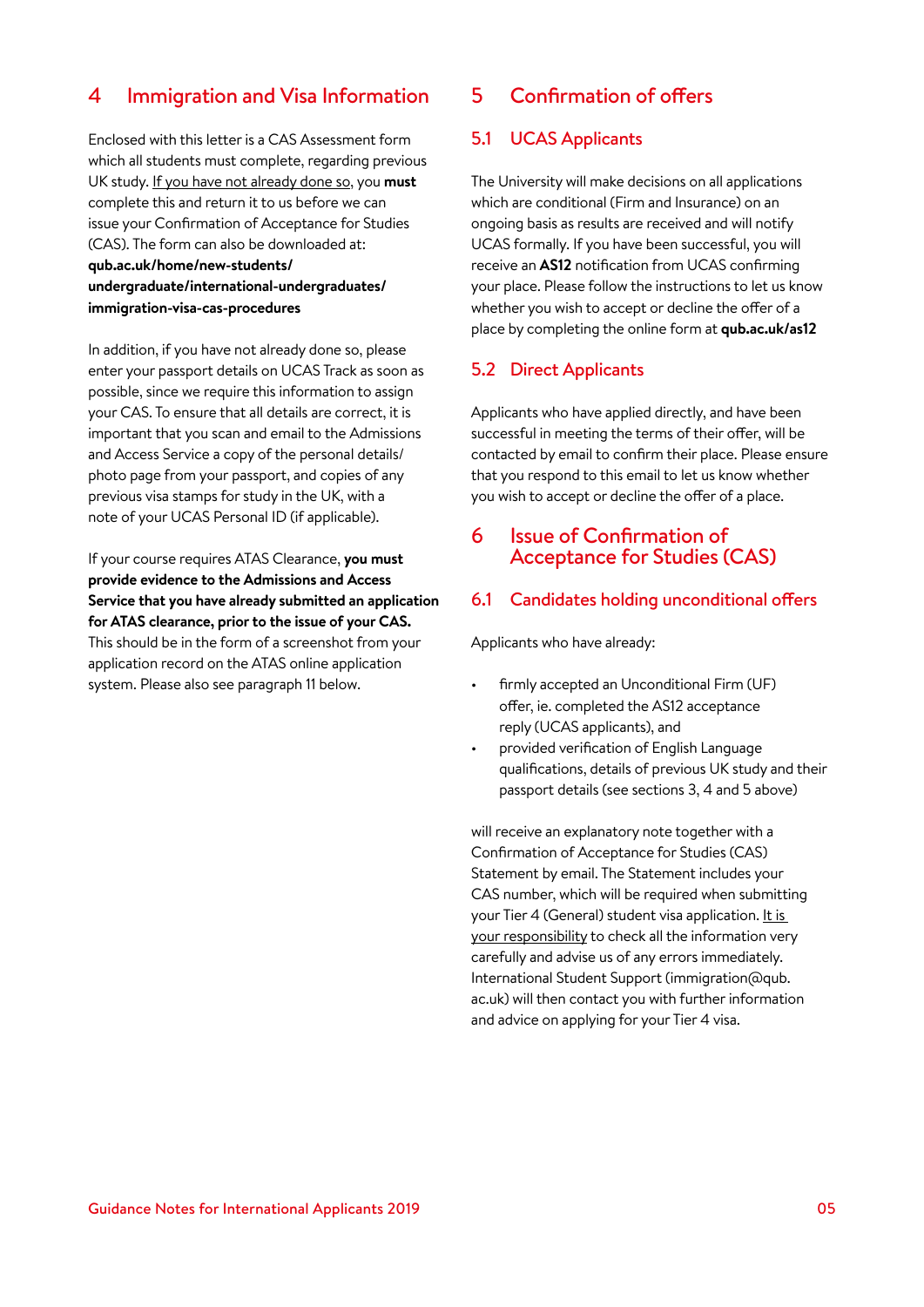## 4 Immigration and Visa Information

Enclosed with this letter is a CAS Assessment form which all students must complete, regarding previous UK study. If you have not already done so, you **must** complete this and return it to us before we can issue your Confirmation of Acceptance for Studies (CAS). The form can also be downloaded at: **qub.ac.uk/home/new-students/undergraduate/international-undergraduates/immigration-visa-cas-procedures**

In addition, if you have not already done so, please enter your passport details on UCAS Track as soon as possible, since we require this information to assign your CAS. To ensure that all details are correct, it is important that you scan and email to the Admissions and Access Service a copy of the personal details/photo page from your passport, and copies of any previous visa stamps for study in the UK, with a note of your UCAS Personal ID (if applicable).

If your course requires ATAS Clearance, **you must provide evidence to the Admissions and Access Service that you have already submitted an application for ATAS clearance, prior to the issue of your CAS.** This should be in the form of a screenshot from your application record on the ATAS online application system. Please also see paragraph 11 below.

## 5 Confirmation of offers

### 5.1 UCAS Applicants

The University will make decisions on all applications which are conditional (Firm and Insurance) on an ongoing basis as results are received and will notify UCAS formally. If you have been successful, you will receive an **AS12** notification from UCAS confirming your place. Please follow the instructions to let us know whether you wish to accept or decline the offer of a place by completing the online form at **qub.ac.uk/as12**

### 5.2 Direct Applicants

Applicants who have applied directly, and have been successful in meeting the terms of their offer, will be contacted by email to confirm their place. Please ensure that you respond to this email to let us know whether you wish to accept or decline the offer of a place.

## 6 Issue of Confirmation of Acceptance for Studies (CAS)

### 6.1 Candidates holding unconditional offers

Applicants who have already:

- firmly accepted an Unconditional Firm (UF) offer, ie. completed the AS12 acceptance reply (UCAS applicants), and
- provided verification of English Language qualifications, details of previous UK study and their passport details (see sections 3, 4 and 5 above)

will receive an explanatory note together with a Confirmation of Acceptance for Studies (CAS) Statement by email. The Statement includes your CAS number, which will be required when submitting your Tier 4 (General) student visa application. It is your responsibility to check all the information very carefully and advise us of any errors immediately. International Student Support (immigration@qub.ac.uk) will then contact you with further information and advice on applying for your Tier 4 visa.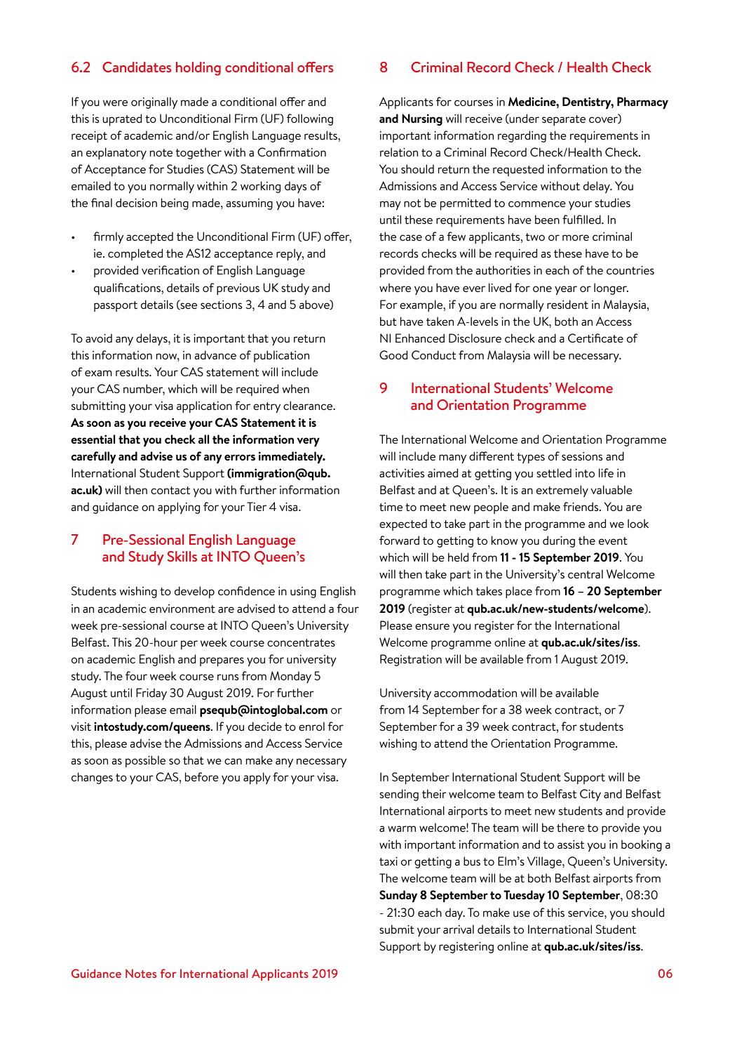## 6.2 Candidates holding conditional offers

If you were originally made a conditional offer and this is uprated to Unconditional Firm (UF) following receipt of academic and/or English Language results, an explanatory note together with a Confirmation of Acceptance for Studies (CAS) Statement will be emailed to you normally within 2 working days of the final decision being made, assuming you have:

- firmly accepted the Unconditional Firm (UF) offer, ie. completed the AS12 acceptance reply, and
- provided verification of English Language qualifications, details of previous UK study and passport details (see sections 3, 4 and 5 above)

To avoid any delays, it is important that you return this information now, in advance of publication of exam results. Your CAS statement will include your CAS number, which will be required when submitting your visa application for entry clearance. **As soon as you receive your CAS Statement it is essential that you check all the information very carefully and advise us of any errors immediately.** International Student Support **(immigration@qub.ac.uk)** will then contact you with further information and guidance on applying for your Tier 4 visa.

## 7 Pre-Sessional English Language and Study Skills at INTO Queen's

Students wishing to develop confidence in using English in an academic environment are advised to attend a four week pre-sessional course at INTO Queen's University Belfast. This 20-hour per week course concentrates on academic English and prepares you for university study. The four week course runs from Monday 5 August until Friday 30 August 2019. For further information please email **psequb@intoglobal.com** or visit **intostudy.com/queens**. If you decide to enrol for this, please advise the Admissions and Access Service as soon as possible so that we can make any necessary changes to your CAS, before you apply for your visa.

## 8 Criminal Record Check / Health Check

Applicants for courses in **Medicine, Dentistry, Pharmacy and Nursing** will receive (under separate cover) important information regarding the requirements in relation to a Criminal Record Check/Health Check. You should return the requested information to the Admissions and Access Service without delay. You may not be permitted to commence your studies until these requirements have been fulfilled. In the case of a few applicants, two or more criminal records checks will be required as these have to be provided from the authorities in each of the countries where you have ever lived for one year or longer. For example, if you are normally resident in Malaysia, but have taken A-levels in the UK, both an Access NI Enhanced Disclosure check and a Certificate of Good Conduct from Malaysia will be necessary.

## 9 International Students' Welcome and Orientation Programme

The International Welcome and Orientation Programme will include many different types of sessions and activities aimed at getting you settled into life in Belfast and at Queen's. It is an extremely valuable time to meet new people and make friends. You are expected to take part in the programme and we look forward to getting to know you during the event which will be held from **11 - 15 September 2019**. You will then take part in the University's central Welcome programme which takes place from **16 – 20 September 2019** (register at **qub.ac.uk/new-students/welcome**). Please ensure you register for the International Welcome programme online at **qub.ac.uk/sites/iss**. Registration will be available from 1 August 2019.

University accommodation will be available from 14 September for a 38 week contract, or 7 September for a 39 week contract, for students wishing to attend the Orientation Programme.

In September International Student Support will be sending their welcome team to Belfast City and Belfast International airports to meet new students and provide a warm welcome! The team will be there to provide you with important information and to assist you in booking a taxi or getting a bus to Elm's Village, Queen's University. The welcome team will be at both Belfast airports from **Sunday 8 September to Tuesday 10 September**, 08:30 - 21:30 each day. To make use of this service, you should submit your arrival details to International Student Support by registering online at **qub.ac.uk/sites/iss**.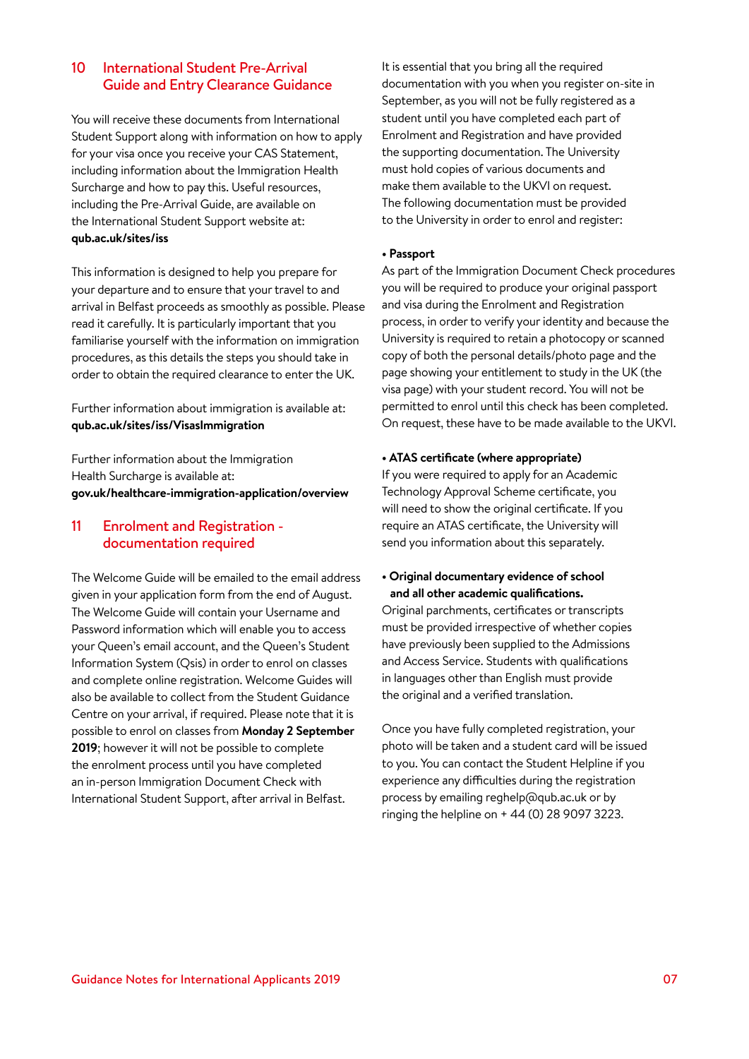## 10 International Student Pre-Arrival Guide and Entry Clearance Guidance

You will receive these documents from International Student Support along with information on how to apply for your visa once you receive your CAS Statement, including information about the Immigration Health Surcharge and how to pay this. Useful resources, including the Pre-Arrival Guide, are available on the International Student Support website at: **qub.ac.uk/sites/iss**

This information is designed to help you prepare for your departure and to ensure that your travel to and arrival in Belfast proceeds as smoothly as possible. Please read it carefully. It is particularly important that you familiarise yourself with the information on immigration procedures, as this details the steps you should take in order to obtain the required clearance to enter the UK.

Further information about immigration is available at: **qub.ac.uk/sites/iss/VisasImmigration**

Further information about the Immigration Health Surcharge is available at: **gov.uk/healthcare-immigration-application/overview**

## 11 Enrolment and Registration - documentation required

The Welcome Guide will be emailed to the email address given in your application form from the end of August. The Welcome Guide will contain your Username and Password information which will enable you to access your Queen's email account, and the Queen's Student Information System (Qsis) in order to enrol on classes and complete online registration. Welcome Guides will also be available to collect from the Student Guidance Centre on your arrival, if required. Please note that it is possible to enrol on classes from **Monday 2 September 2019**; however it will not be possible to complete the enrolment process until you have completed an in-person Immigration Document Check with International Student Support, after arrival in Belfast.

It is essential that you bring all the required documentation with you when you register on-site in September, as you will not be fully registered as a student until you have completed each part of Enrolment and Registration and have provided the supporting documentation. The University must hold copies of various documents and make them available to the UKVI on request. The following documentation must be provided to the University in order to enrol and register:

- **Passport**
  As part of the Immigration Document Check procedures you will be required to produce your original passport and visa during the Enrolment and Registration process, in order to verify your identity and because the University is required to retain a photocopy or scanned copy of both the personal details/photo page and the page showing your entitlement to study in the UK (the visa page) with your student record. You will not be permitted to enrol until this check has been completed. On request, these have to be made available to the UKVI.

- **ATAS certificate (where appropriate)**
  If you were required to apply for an Academic Technology Approval Scheme certificate, you will need to show the original certificate. If you require an ATAS certificate, the University will send you information about this separately.

- **Original documentary evidence of school and all other academic qualifications.**
  Original parchments, certificates or transcripts must be provided irrespective of whether copies have previously been supplied to the Admissions and Access Service. Students with qualifications in languages other than English must provide the original and a verified translation.

Once you have fully completed registration, your photo will be taken and a student card will be issued to you. You can contact the Student Helpline if you experience any difficulties during the registration process by emailing reghelp@qub.ac.uk or by ringing the helpline on + 44 (0) 28 9097 3223.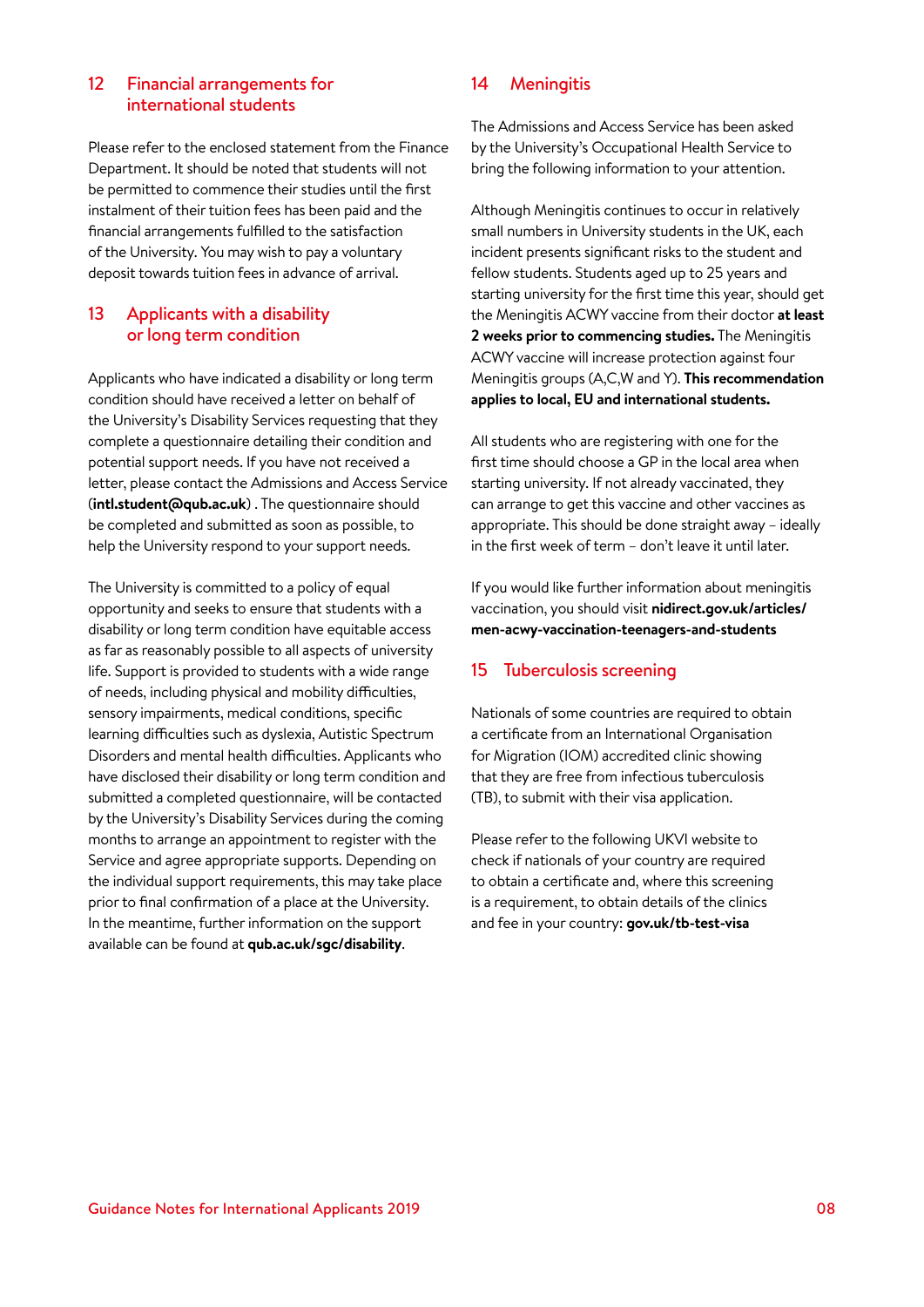## 12 Financial arrangements for international students

Please refer to the enclosed statement from the Finance Department. It should be noted that students will not be permitted to commence their studies until the first instalment of their tuition fees has been paid and the financial arrangements fulfilled to the satisfaction of the University. You may wish to pay a voluntary deposit towards tuition fees in advance of arrival.

## 13 Applicants with a disability or long term condition

Applicants who have indicated a disability or long term condition should have received a letter on behalf of the University's Disability Services requesting that they complete a questionnaire detailing their condition and potential support needs. If you have not received a letter, please contact the Admissions and Access Service (**intl.student@qub.ac.uk**) . The questionnaire should be completed and submitted as soon as possible, to help the University respond to your support needs.

The University is committed to a policy of equal opportunity and seeks to ensure that students with a disability or long term condition have equitable access as far as reasonably possible to all aspects of university life. Support is provided to students with a wide range of needs, including physical and mobility difficulties, sensory impairments, medical conditions, specific learning difficulties such as dyslexia, Autistic Spectrum Disorders and mental health difficulties. Applicants who have disclosed their disability or long term condition and submitted a completed questionnaire, will be contacted by the University's Disability Services during the coming months to arrange an appointment to register with the Service and agree appropriate supports. Depending on the individual support requirements, this may take place prior to final confirmation of a place at the University. In the meantime, further information on the support available can be found at **qub.ac.uk/sgc/disability**.

## 14 Meningitis

The Admissions and Access Service has been asked by the University's Occupational Health Service to bring the following information to your attention.

Although Meningitis continues to occur in relatively small numbers in University students in the UK, each incident presents significant risks to the student and fellow students. Students aged up to 25 years and starting university for the first time this year, should get the Meningitis ACWY vaccine from their doctor **at least 2 weeks prior to commencing studies.** The Meningitis ACWY vaccine will increase protection against four Meningitis groups (A,C,W and Y). **This recommendation applies to local, EU and international students.**

All students who are registering with one for the first time should choose a GP in the local area when starting university. If not already vaccinated, they can arrange to get this vaccine and other vaccines as appropriate. This should be done straight away – ideally in the first week of term – don't leave it until later.

If you would like further information about meningitis vaccination, you should visit **nidirect.gov.uk/articles/men-acwy-vaccination-teenagers-and-students**

## 15 Tuberculosis screening

Nationals of some countries are required to obtain a certificate from an International Organisation for Migration (IOM) accredited clinic showing that they are free from infectious tuberculosis (TB), to submit with their visa application.

Please refer to the following UKVI website to check if nationals of your country are required to obtain a certificate and, where this screening is a requirement, to obtain details of the clinics and fee in your country: **gov.uk/tb-test-visa**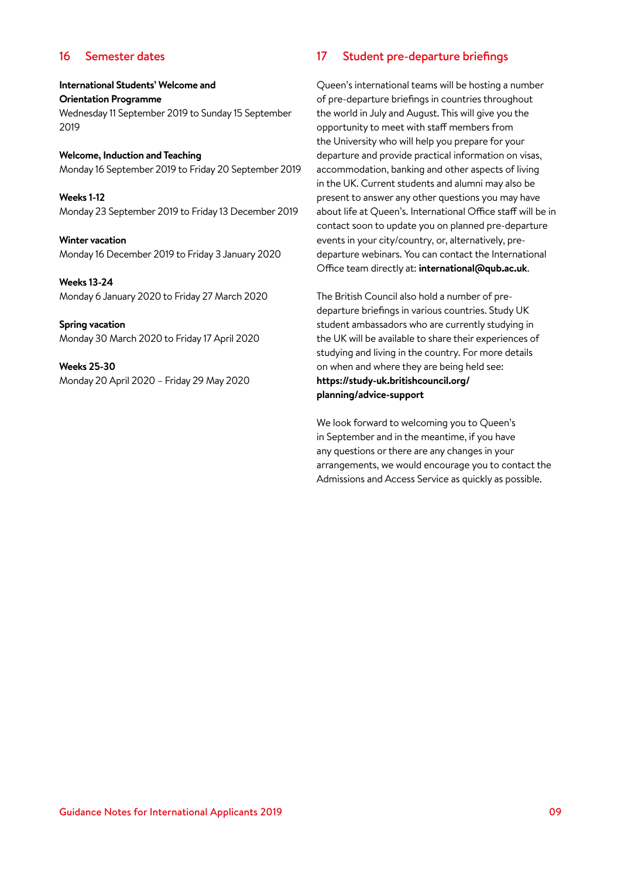## 16 Semester dates

**International Students' Welcome and Orientation Programme**
Wednesday 11 September 2019 to Sunday 15 September 2019

**Welcome, Induction and Teaching**
Monday 16 September 2019 to Friday 20 September 2019

**Weeks 1-12**
Monday 23 September 2019 to Friday 13 December 2019

**Winter vacation**
Monday 16 December 2019 to Friday 3 January 2020

**Weeks 13-24**
Monday 6 January 2020 to Friday 27 March 2020

**Spring vacation**
Monday 30 March 2020 to Friday 17 April 2020

**Weeks 25-30**
Monday 20 April 2020 – Friday 29 May 2020

## 17 Student pre-departure briefings

Queen's international teams will be hosting a number of pre-departure briefings in countries throughout the world in July and August. This will give you the opportunity to meet with staff members from the University who will help you prepare for your departure and provide practical information on visas, accommodation, banking and other aspects of living in the UK. Current students and alumni may also be present to answer any other questions you may have about life at Queen's. International Office staff will be in contact soon to update you on planned pre-departure events in your city/country, or, alternatively, pre-departure webinars. You can contact the International Office team directly at: **international@qub.ac.uk**.

The British Council also hold a number of pre-departure briefings in various countries. Study UK student ambassadors who are currently studying in the UK will be available to share their experiences of studying and living in the country. For more details on when and where they are being held see: **https://study-uk.britishcouncil.org/planning/advice-support**

We look forward to welcoming you to Queen's in September and in the meantime, if you have any questions or there are any changes in your arrangements, we would encourage you to contact the Admissions and Access Service as quickly as possible.